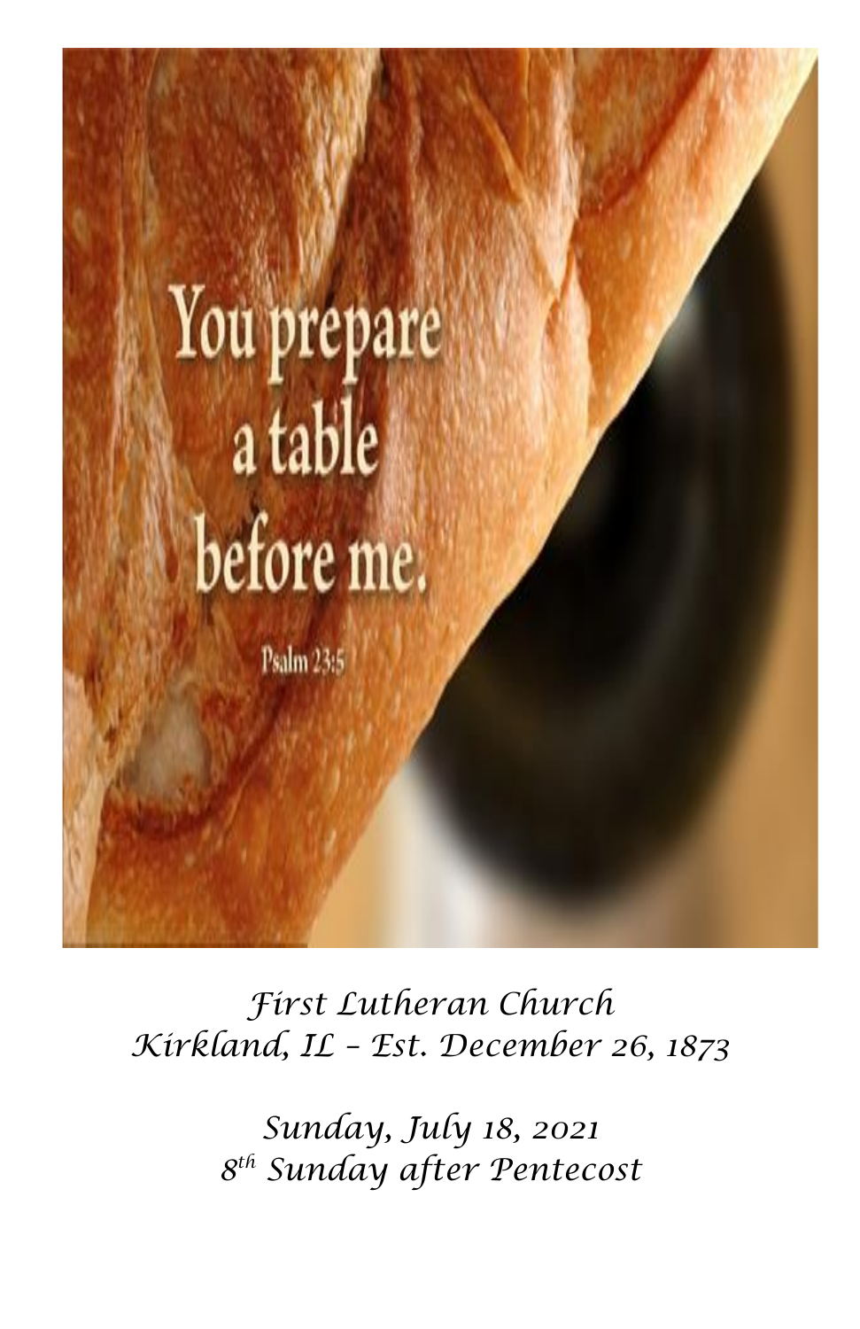You prepare a table before me.

Psalm 23:5

*First Lutheran Church*
*Kirkland, IL – Est. December 26, 1873*

*Sunday, July 18, 2021*
*8th Sunday after Pentecost*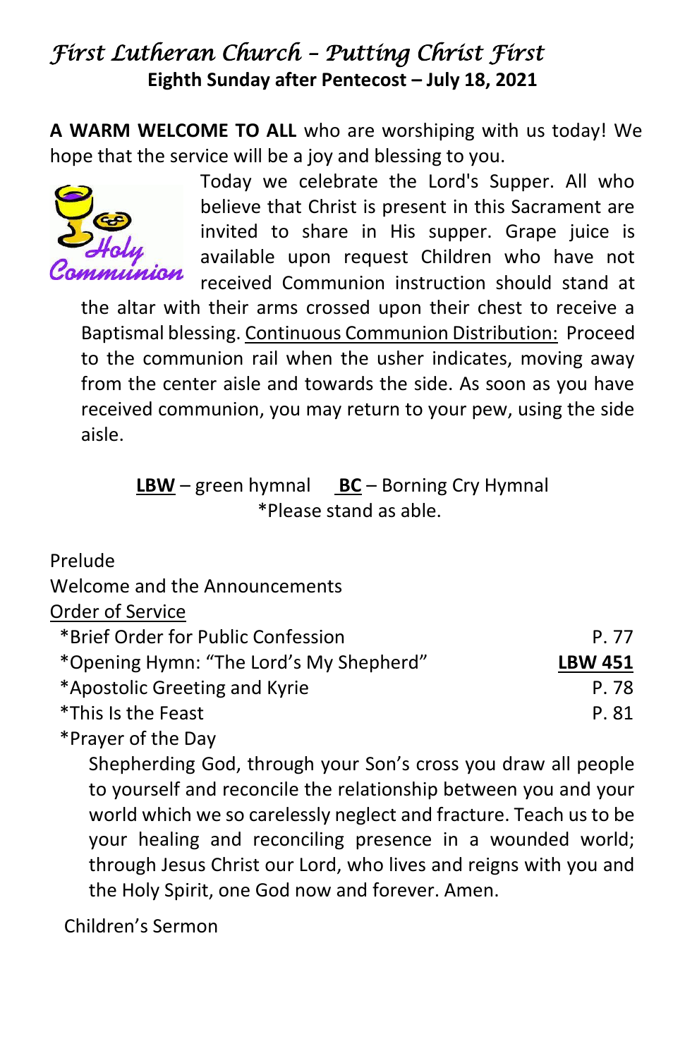# *First Lutheran Church – Putting Christ First*

**Eighth Sunday after Pentecost – July 18, 2021**

**A WARM WELCOME TO ALL** who are worshiping with us today! We hope that the service will be a joy and blessing to you.

Today we celebrate the Lord's Supper. All who believe that Christ is present in this Sacrament are invited to share in His supper. Grape juice is available upon request Children who have not received Communion instruction should stand at the altar with their arms crossed upon their chest to receive a Baptismal blessing. <u>Continuous Communion Distribution:</u> Proceed to the communion rail when the usher indicates, moving away from the center aisle and towards the side. As soon as you have received communion, you may return to your pew, using the side aisle.

**<u>LBW</u>** – green hymnal **<u>BC</u>** – Borning Cry Hymnal
*Please stand as able.

Prelude

Welcome and the Announcements

<u>Order of Service</u>

| | |
|---|---|
| *Brief Order for Public Confession | P. 77 |
| *Opening Hymn: "The Lord's My Shepherd" | **<u>LBW 451</u>** |
| *Apostolic Greeting and Kyrie | P. 78 |
| *This Is the Feast | P. 81 |

*Prayer of the Day

Shepherding God, through your Son's cross you draw all people to yourself and reconcile the relationship between you and your world which we so carelessly neglect and fracture. Teach us to be your healing and reconciling presence in a wounded world; through Jesus Christ our Lord, who lives and reigns with you and the Holy Spirit, one God now and forever. Amen.

Children's Sermon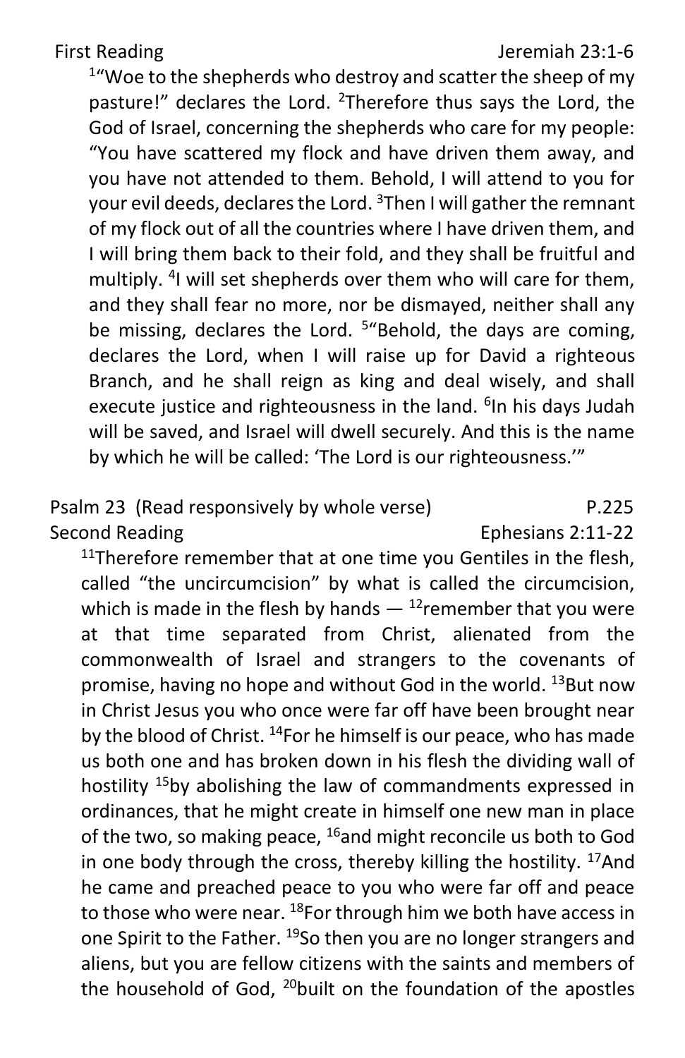First Reading Jeremiah 23:1-6

[1]"Woe to the shepherds who destroy and scatter the sheep of my pasture!" declares the Lord. [2]Therefore thus says the Lord, the God of Israel, concerning the shepherds who care for my people: "You have scattered my flock and have driven them away, and you have not attended to them. Behold, I will attend to you for your evil deeds, declares the Lord. [3]Then I will gather the remnant of my flock out of all the countries where I have driven them, and I will bring them back to their fold, and they shall be fruitful and multiply. [4]I will set shepherds over them who will care for them, and they shall fear no more, nor be dismayed, neither shall any be missing, declares the Lord. [5]"Behold, the days are coming, declares the Lord, when I will raise up for David a righteous Branch, and he shall reign as king and deal wisely, and shall execute justice and righteousness in the land. [6]In his days Judah will be saved, and Israel will dwell securely. And this is the name by which he will be called: 'The Lord is our righteousness.'"

Psalm 23 (Read responsively by whole verse) P.225

Second Reading Ephesians 2:11-22

[11]Therefore remember that at one time you Gentiles in the flesh, called "the uncircumcision" by what is called the circumcision, which is made in the flesh by hands — [12]remember that you were at that time separated from Christ, alienated from the commonwealth of Israel and strangers to the covenants of promise, having no hope and without God in the world. [13]But now in Christ Jesus you who once were far off have been brought near by the blood of Christ. [14]For he himself is our peace, who has made us both one and has broken down in his flesh the dividing wall of hostility [15]by abolishing the law of commandments expressed in ordinances, that he might create in himself one new man in place of the two, so making peace, [16]and might reconcile us both to God in one body through the cross, thereby killing the hostility. [17]And he came and preached peace to you who were far off and peace to those who were near. [18]For through him we both have access in one Spirit to the Father. [19]So then you are no longer strangers and aliens, but you are fellow citizens with the saints and members of the household of God, [20]built on the foundation of the apostles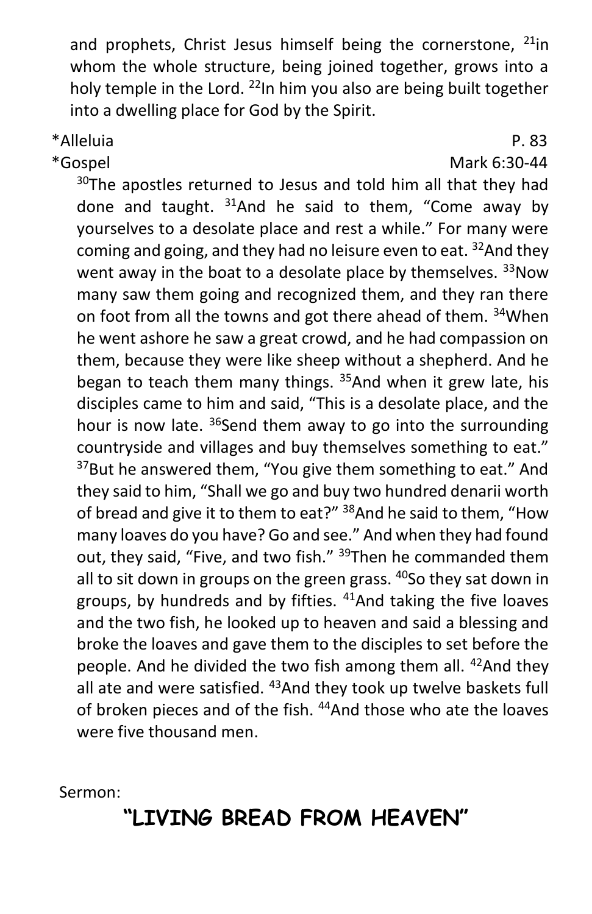and prophets, Christ Jesus himself being the cornerstone, [21]in whom the whole structure, being joined together, grows into a holy temple in the Lord. [22]In him you also are being built together into a dwelling place for God by the Spirit.

*Alleluia P. 83

*Gospel Mark 6:30-44

[30]The apostles returned to Jesus and told him all that they had done and taught. [31]And he said to them, "Come away by yourselves to a desolate place and rest a while." For many were coming and going, and they had no leisure even to eat. [32]And they went away in the boat to a desolate place by themselves. [33]Now many saw them going and recognized them, and they ran there on foot from all the towns and got there ahead of them. [34]When he went ashore he saw a great crowd, and he had compassion on them, because they were like sheep without a shepherd. And he began to teach them many things. [35]And when it grew late, his disciples came to him and said, "This is a desolate place, and the hour is now late. [36]Send them away to go into the surrounding countryside and villages and buy themselves something to eat." [37]But he answered them, "You give them something to eat." And they said to him, "Shall we go and buy two hundred denarii worth of bread and give it to them to eat?" [38]And he said to them, "How many loaves do you have? Go and see." And when they had found out, they said, "Five, and two fish." [39]Then he commanded them all to sit down in groups on the green grass. [40]So they sat down in groups, by hundreds and by fifties. [41]And taking the five loaves and the two fish, he looked up to heaven and said a blessing and broke the loaves and gave them to the disciples to set before the people. And he divided the two fish among them all. [42]And they all ate and were satisfied. [43]And they took up twelve baskets full of broken pieces and of the fish. [44]And those who ate the loaves were five thousand men.

Sermon:

## "LIVING BREAD FROM HEAVEN"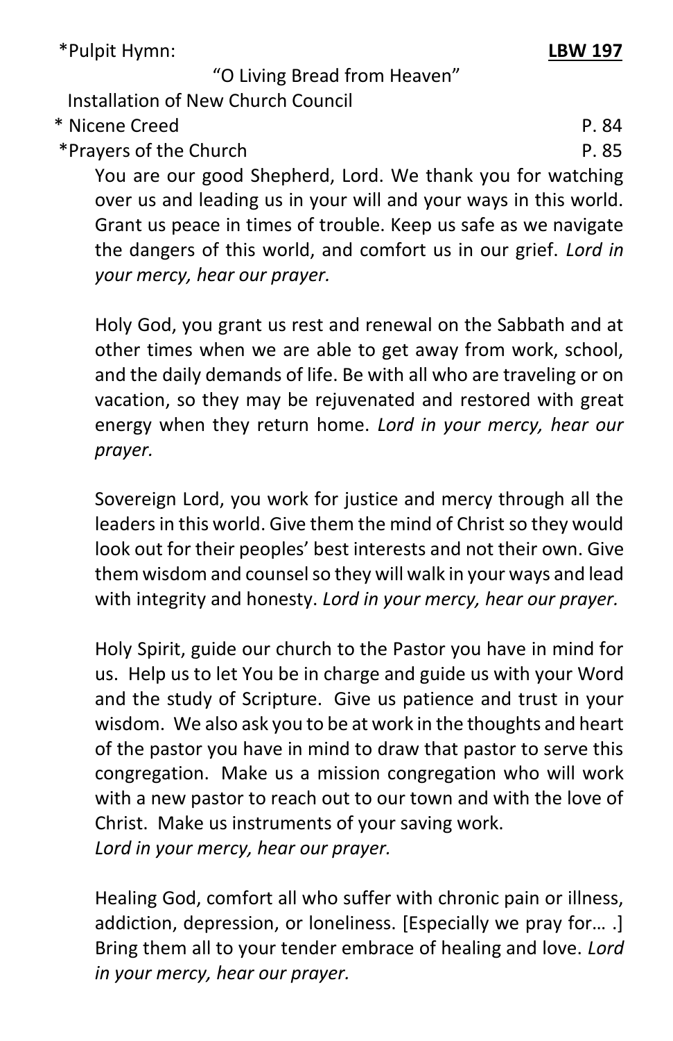*Pulpit Hymn: **LBW 197**

"O Living Bread from Heaven"

Installation of New Church Council

* Nicene Creed P. 84

*Prayers of the Church P. 85

You are our good Shepherd, Lord. We thank you for watching over us and leading us in your will and your ways in this world. Grant us peace in times of trouble. Keep us safe as we navigate the dangers of this world, and comfort us in our grief. *Lord in your mercy, hear our prayer.*

Holy God, you grant us rest and renewal on the Sabbath and at other times when we are able to get away from work, school, and the daily demands of life. Be with all who are traveling or on vacation, so they may be rejuvenated and restored with great energy when they return home. *Lord in your mercy, hear our prayer.*

Sovereign Lord, you work for justice and mercy through all the leaders in this world. Give them the mind of Christ so they would look out for their peoples' best interests and not their own. Give them wisdom and counsel so they will walk in your ways and lead with integrity and honesty. *Lord in your mercy, hear our prayer.*

Holy Spirit, guide our church to the Pastor you have in mind for us. Help us to let You be in charge and guide us with your Word and the study of Scripture. Give us patience and trust in your wisdom. We also ask you to be at work in the thoughts and heart of the pastor you have in mind to draw that pastor to serve this congregation. Make us a mission congregation who will work with a new pastor to reach out to our town and with the love of Christ. Make us instruments of your saving work.
*Lord in your mercy, hear our prayer.*

Healing God, comfort all who suffer with chronic pain or illness, addiction, depression, or loneliness. [Especially we pray for… .] Bring them all to your tender embrace of healing and love. *Lord in your mercy, hear our prayer.*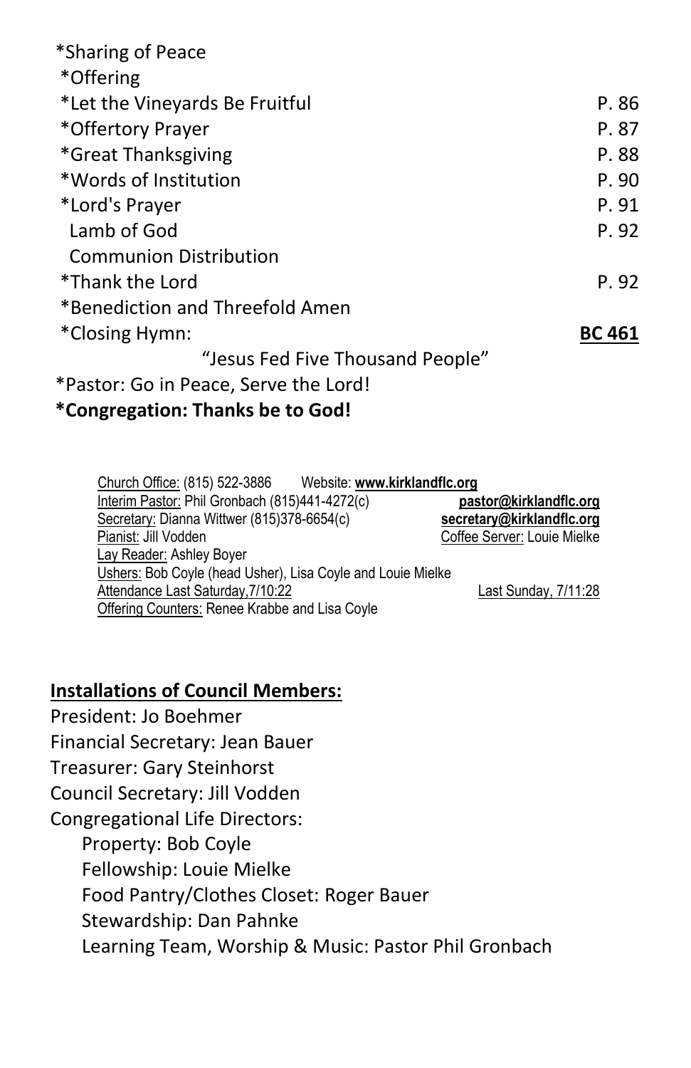*Sharing of Peace

*Offering

*Let the Vineyards Be Fruitful P. 86

*Offertory Prayer P. 87

*Great Thanksgiving P. 88

*Words of Institution P. 90

*Lord's Prayer P. 91

Lamb of God P. 92

Communion Distribution

*Thank the Lord P. 92

*Benediction and Threefold Amen

*Closing Hymn: **BC 461**

"Jesus Fed Five Thousand People"

*Pastor: Go in Peace, Serve the Lord!

***Congregation: Thanks be to God!***

Church Office: (815) 522-3886 Website: **www.kirklandflc.org**

Interim Pastor: Phil Gronbach (815)441-4272(c) **pastor@kirklandflc.org**

Secretary: Dianna Wittwer (815)378-6654(c) **secretary@kirklandflc.org**

Pianist: Jill Vodden Coffee Server: Louie Mielke

Lay Reader: Ashley Boyer

Ushers: Bob Coyle (head Usher), Lisa Coyle and Louie Mielke

Attendance Last Saturday,7/10:22 Last Sunday, 7/11:28

Offering Counters: Renee Krabbe and Lisa Coyle

**Installations of Council Members:**

President: Jo Boehmer

Financial Secretary: Jean Bauer

Treasurer: Gary Steinhorst

Council Secretary: Jill Vodden

Congregational Life Directors:

- Property: Bob Coyle
- Fellowship: Louie Mielke
- Food Pantry/Clothes Closet: Roger Bauer
- Stewardship: Dan Pahnke
- Learning Team, Worship & Music: Pastor Phil Gronbach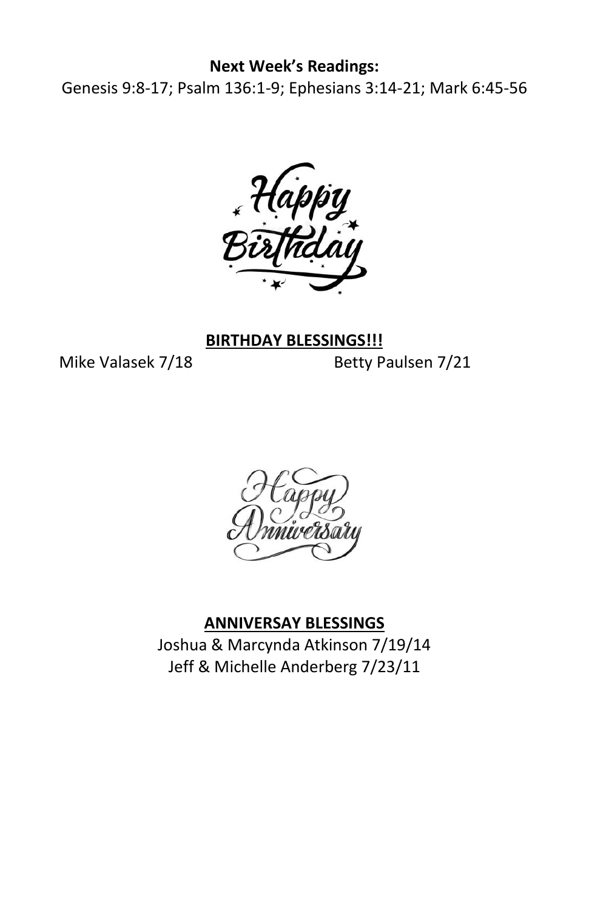**Next Week's Readings:**

Genesis 9:8-17; Psalm 136:1-9; Ephesians 3:14-21; Mark 6:45-56

Happy Birthday

**BIRTHDAY BLESSINGS!!!**

Mike Valasek 7/18

Betty Paulsen 7/21

Happy Anniversary

**ANNIVERSAY BLESSINGS**

Joshua & Marcynda Atkinson 7/19/14

Jeff & Michelle Anderberg 7/23/11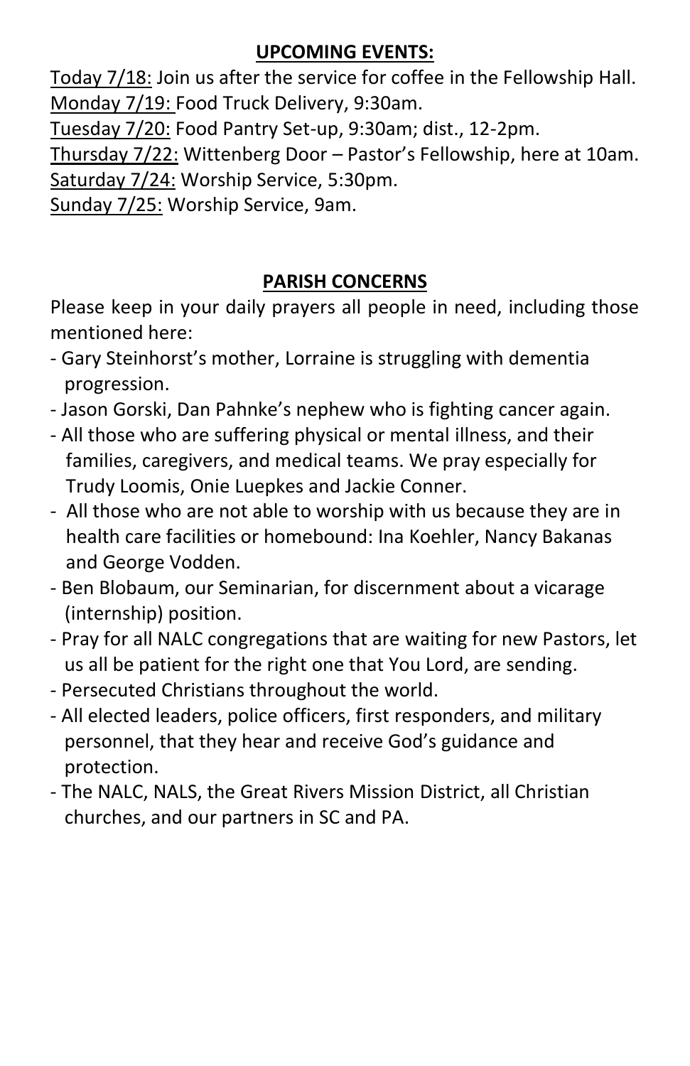## UPCOMING EVENTS:

Today 7/18: Join us after the service for coffee in the Fellowship Hall.
Monday 7/19: Food Truck Delivery, 9:30am.
Tuesday 7/20: Food Pantry Set-up, 9:30am; dist., 12-2pm.
Thursday 7/22: Wittenberg Door – Pastor's Fellowship, here at 10am.
Saturday 7/24: Worship Service, 5:30pm.
Sunday 7/25: Worship Service, 9am.

## PARISH CONCERNS

Please keep in your daily prayers all people in need, including those mentioned here:

- Gary Steinhorst's mother, Lorraine is struggling with dementia progression.
- Jason Gorski, Dan Pahnke's nephew who is fighting cancer again.
- All those who are suffering physical or mental illness, and their families, caregivers, and medical teams. We pray especially for Trudy Loomis, Onie Luepkes and Jackie Conner.
- All those who are not able to worship with us because they are in health care facilities or homebound: Ina Koehler, Nancy Bakanas and George Vodden.
- Ben Blobaum, our Seminarian, for discernment about a vicarage (internship) position.
- Pray for all NALC congregations that are waiting for new Pastors, let us all be patient for the right one that You Lord, are sending.
- Persecuted Christians throughout the world.
- All elected leaders, police officers, first responders, and military personnel, that they hear and receive God's guidance and protection.
- The NALC, NALS, the Great Rivers Mission District, all Christian churches, and our partners in SC and PA.